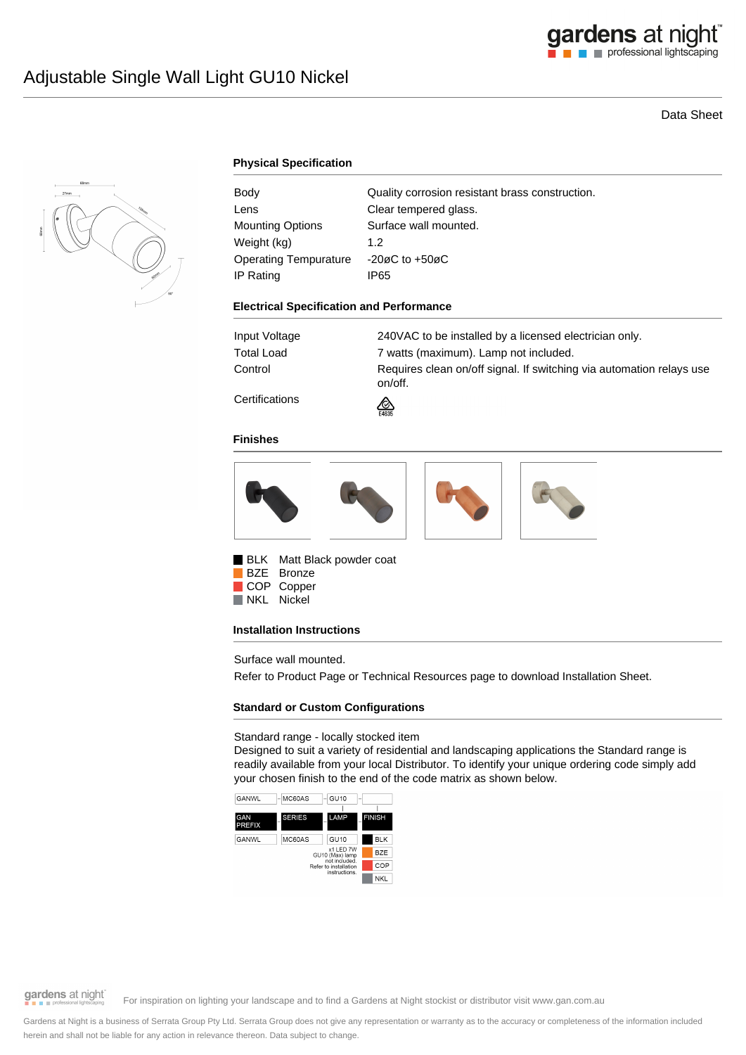# Adjustable Single Wall Light GU10 Nickel

Data Sheet

## Physical Specification

| | |
|---|---|
| Body | Quality corrosion resistant brass construction. |
| Lens | Clear tempered glass. |
| Mounting Options | Surface wall mounted. |
| Weight (kg) | 1.2 |
| Operating Tempurature | -20øC to +50øC |
| IP Rating | IP65 |

## Electrical Specification and Performance

| | |
|---|---|
| Input Voltage | 240VAC to be installed by a licensed electrician only. |
| Total Load | 7 watts (maximum). Lamp not included. |
| Control | Requires clean on/off signal. If switching via automation relays use on/off. |
| Certifications | E4635 |

## Finishes

- BLK Matt Black powder coat
- BZE Bronze
- COP Copper
- NKL Nickel

## Installation Instructions

Surface wall mounted.

Refer to Product Page or Technical Resources page to download Installation Sheet.

## Standard or Custom Configurations

Standard range - locally stocked item

Designed to suit a variety of residential and landscaping applications the Standard range is readily available from your local Distributor. To identify your unique ordering code simply add your chosen finish to the end of the code matrix as shown below.

| GAN PREFIX | SERIES | LAMP | FINISH |
|---|---|---|---|
| GANWL | MC60AS | GU10 | BLK |
| | | x1 LED 7W GU10 (Max) lamp not included. Refer to installation instructions. | BZE |
| | | | COP |
| | | | NKL |

For inspiration on lighting your landscape and to find a Gardens at Night stockist or distributor visit www.gan.com.au

Gardens at Night is a business of Serrata Group Pty Ltd. Serrata Group does not give any representation or warranty as to the accuracy or completeness of the information included herein and shall not be liable for any action in relevance thereon. Data subject to change.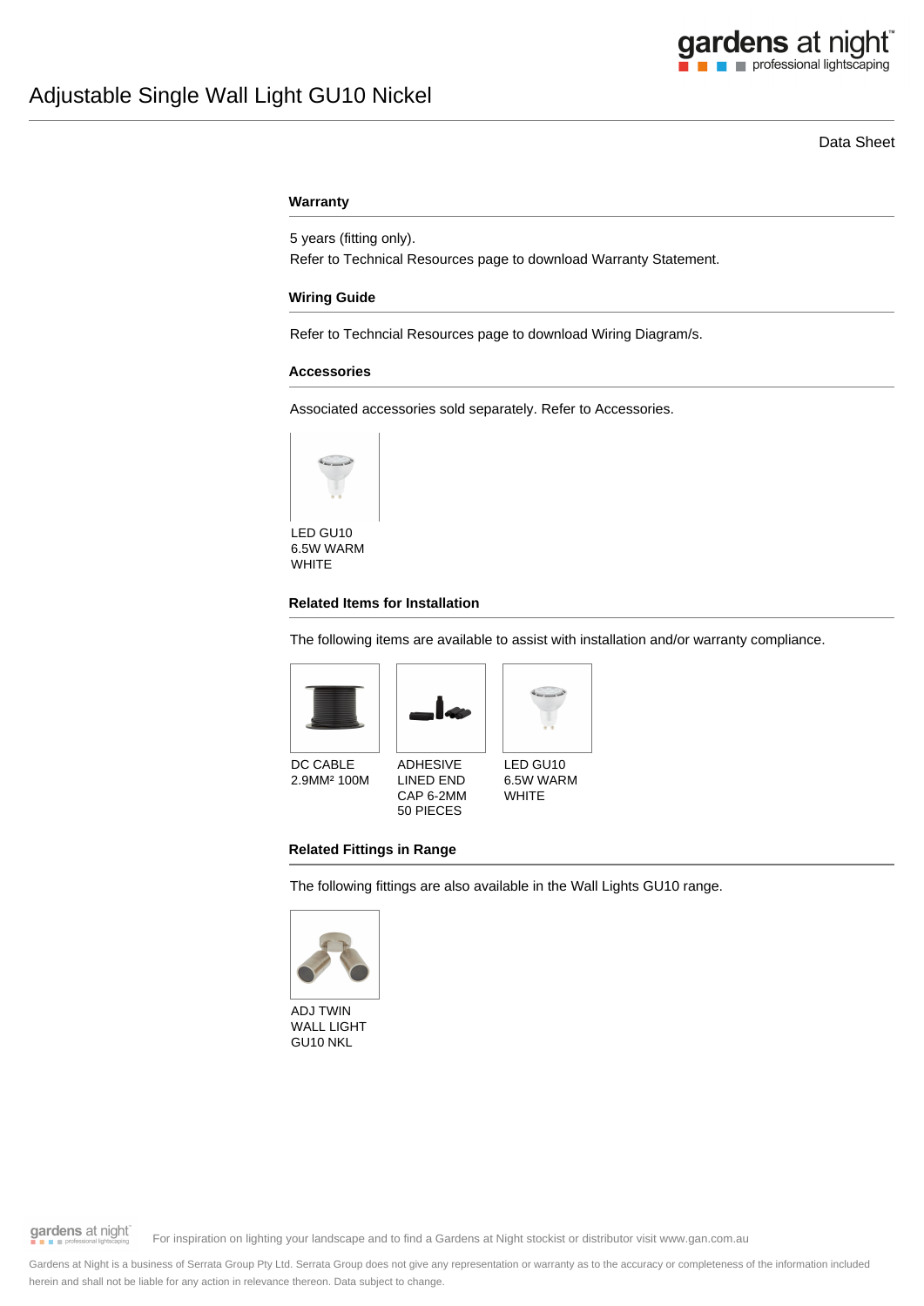# Adjustable Single Wall Light GU10 Nickel

Data Sheet

### Warranty

5 years (fitting only).

Refer to Technical Resources page to download Warranty Statement.

### Wiring Guide

Refer to Techncial Resources page to download Wiring Diagram/s.

### Accessories

Associated accessories sold separately. Refer to Accessories.

LED GU10 6.5W WARM WHITE

### Related Items for Installation

The following items are available to assist with installation and/or warranty compliance.

DC CABLE 2.9MM² 100M

ADHESIVE LINED END CAP 6-2MM 50 PIECES

LED GU10 6.5W WARM WHITE

### Related Fittings in Range

The following fittings are also available in the Wall Lights GU10 range.

ADJ TWIN WALL LIGHT GU10 NKL

For inspiration on lighting your landscape and to find a Gardens at Night stockist or distributor visit www.gan.com.au

Gardens at Night is a business of Serrata Group Pty Ltd. Serrata Group does not give any representation or warranty as to the accuracy or completeness of the information included herein and shall not be liable for any action in relevance thereon. Data subject to change.